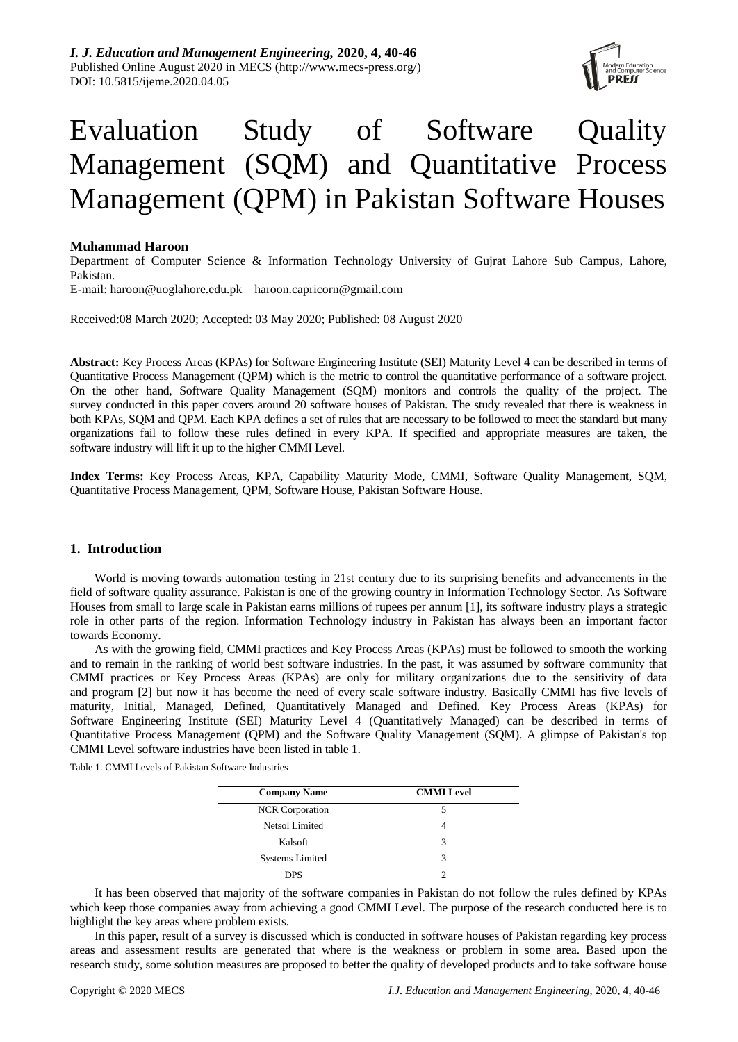*I. J. Education and Management Engineering,* **2020, 4, 40-46**
Published Online August 2020 in MECS (http://www.mecs-press.org/)
DOI: 10.5815/ijeme.2020.04.05

# Evaluation Study of Software Quality Management (SQM) and Quantitative Process Management (QPM) in Pakistan Software Houses

**Muhammad Haroon**

Department of Computer Science & Information Technology University of Gujrat Lahore Sub Campus, Lahore, Pakistan.
E-mail: haroon@uoglahore.edu.pk haroon.capricorn@gmail.com

Received:08 March 2020; Accepted: 03 May 2020; Published: 08 August 2020

**Abstract:** Key Process Areas (KPAs) for Software Engineering Institute (SEI) Maturity Level 4 can be described in terms of Quantitative Process Management (QPM) which is the metric to control the quantitative performance of a software project. On the other hand, Software Quality Management (SQM) monitors and controls the quality of the project. The survey conducted in this paper covers around 20 software houses of Pakistan. The study revealed that there is weakness in both KPAs, SQM and QPM. Each KPA defines a set of rules that are necessary to be followed to meet the standard but many organizations fail to follow these rules defined in every KPA. If specified and appropriate measures are taken, the software industry will lift it up to the higher CMMI Level.

**Index Terms:** Key Process Areas, KPA, Capability Maturity Mode, CMMI, Software Quality Management, SQM, Quantitative Process Management, QPM, Software House, Pakistan Software House.

## 1. Introduction

World is moving towards automation testing in 21st century due to its surprising benefits and advancements in the field of software quality assurance. Pakistan is one of the growing country in Information Technology Sector. As Software Houses from small to large scale in Pakistan earns millions of rupees per annum [1], its software industry plays a strategic role in other parts of the region. Information Technology industry in Pakistan has always been an important factor towards Economy.

As with the growing field, CMMI practices and Key Process Areas (KPAs) must be followed to smooth the working and to remain in the ranking of world best software industries. In the past, it was assumed by software community that CMMI practices or Key Process Areas (KPAs) are only for military organizations due to the sensitivity of data and program [2] but now it has become the need of every scale software industry. Basically CMMI has five levels of maturity, Initial, Managed, Defined, Quantitatively Managed and Defined. Key Process Areas (KPAs) for Software Engineering Institute (SEI) Maturity Level 4 (Quantitatively Managed) can be described in terms of Quantitative Process Management (QPM) and the Software Quality Management (SQM). A glimpse of Pakistan's top CMMI Level software industries have been listed in table 1.

Table 1. CMMI Levels of Pakistan Software Industries

| Company Name | CMMI Level |
|---|---|
| NCR Corporation | 5 |
| Netsol Limited | 4 |
| Kalsoft | 3 |
| Systems Limited | 3 |
| DPS | 2 |

It has been observed that majority of the software companies in Pakistan do not follow the rules defined by KPAs which keep those companies away from achieving a good CMMI Level. The purpose of the research conducted here is to highlight the key areas where problem exists.

In this paper, result of a survey is discussed which is conducted in software houses of Pakistan regarding key process areas and assessment results are generated that where is the weakness or problem in some area. Based upon the research study, some solution measures are proposed to better the quality of developed products and to take software house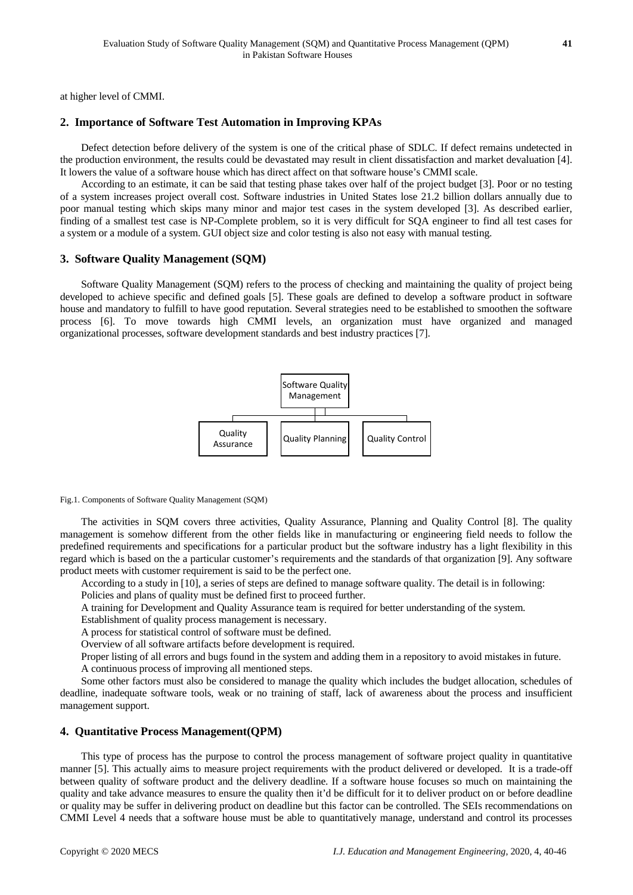at higher level of CMMI.

## 2. Importance of Software Test Automation in Improving KPAs

Defect detection before delivery of the system is one of the critical phase of SDLC. If defect remains undetected in the production environment, the results could be devastated may result in client dissatisfaction and market devaluation [4]. It lowers the value of a software house which has direct affect on that software house's CMMI scale.

According to an estimate, it can be said that testing phase takes over half of the project budget [3]. Poor or no testing of a system increases project overall cost. Software industries in United States lose 21.2 billion dollars annually due to poor manual testing which skips many minor and major test cases in the system developed [3]. As described earlier, finding of a smallest test case is NP-Complete problem, so it is very difficult for SQA engineer to find all test cases for a system or a module of a system. GUI object size and color testing is also not easy with manual testing.

## 3. Software Quality Management (SQM)

Software Quality Management (SQM) refers to the process of checking and maintaining the quality of project being developed to achieve specific and defined goals [5]. These goals are defined to develop a software product in software house and mandatory to fulfill to have good reputation. Several strategies need to be established to smoothen the software process [6]. To move towards high CMMI levels, an organization must have organized and managed organizational processes, software development standards and best industry practices [7].

Software Quality Management

Quality Assurance | Quality Planning | Quality Control

Fig.1. Components of Software Quality Management (SQM)

The activities in SQM covers three activities, Quality Assurance, Planning and Quality Control [8]. The quality management is somehow different from the other fields like in manufacturing or engineering field needs to follow the predefined requirements and specifications for a particular product but the software industry has a light flexibility in this regard which is based on the a particular customer's requirements and the standards of that organization [9]. Any software product meets with customer requirement is said to be the perfect one.

According to a study in [10], a series of steps are defined to manage software quality. The detail is in following:

Policies and plans of quality must be defined first to proceed further.

A training for Development and Quality Assurance team is required for better understanding of the system.

Establishment of quality process management is necessary.

A process for statistical control of software must be defined.

Overview of all software artifacts before development is required.

Proper listing of all errors and bugs found in the system and adding them in a repository to avoid mistakes in future.

A continuous process of improving all mentioned steps.

Some other factors must also be considered to manage the quality which includes the budget allocation, schedules of deadline, inadequate software tools, weak or no training of staff, lack of awareness about the process and insufficient management support.

## 4. Quantitative Process Management(QPM)

This type of process has the purpose to control the process management of software project quality in quantitative manner [5]. This actually aims to measure project requirements with the product delivered or developed. It is a trade-off between quality of software product and the delivery deadline. If a software house focuses so much on maintaining the quality and take advance measures to ensure the quality then it'd be difficult for it to deliver product on or before deadline or quality may be suffer in delivering product on deadline but this factor can be controlled. The SEIs recommendations on CMMI Level 4 needs that a software house must be able to quantitatively manage, understand and control its processes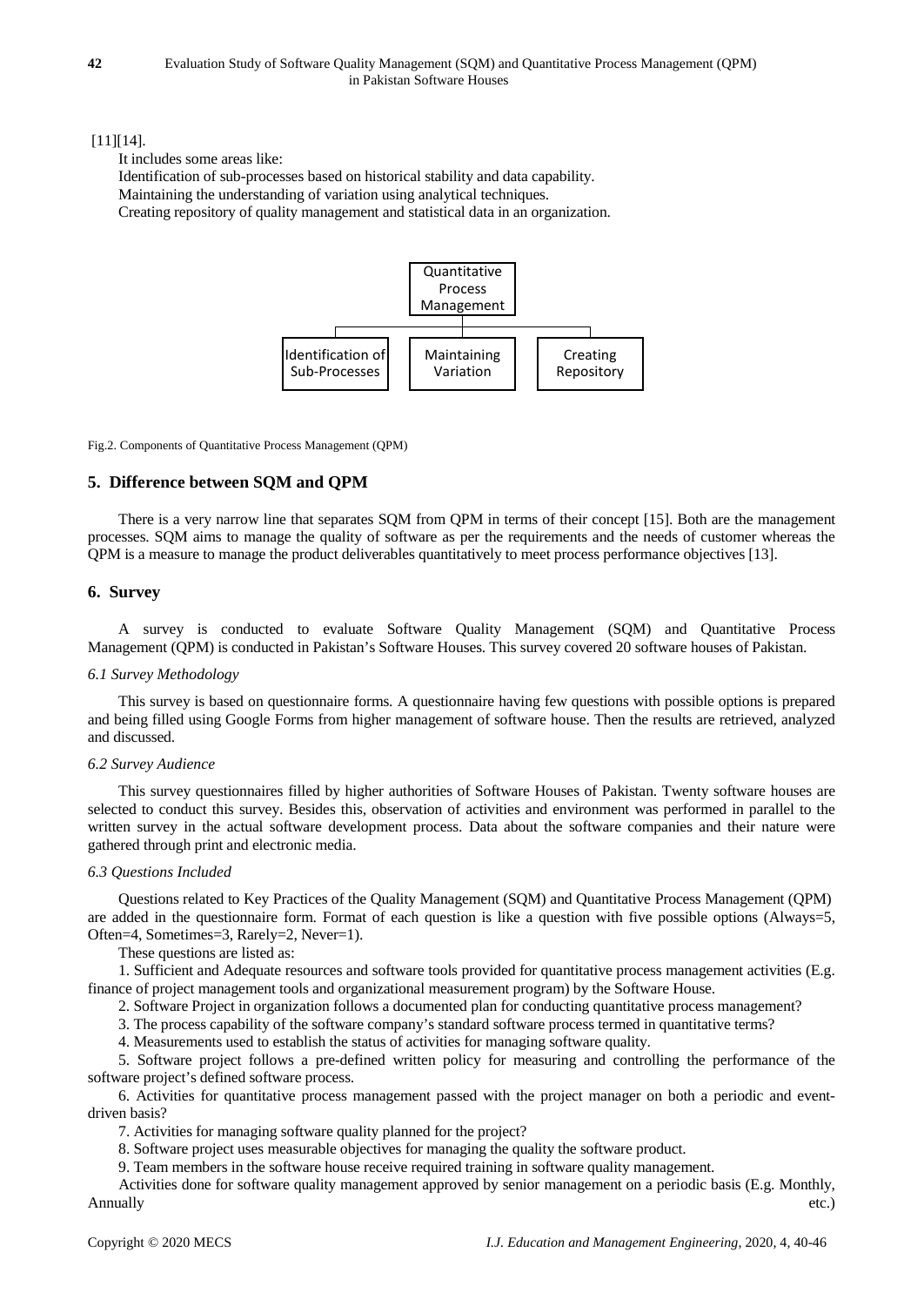[11][14].

It includes some areas like:

Identification of sub-processes based on historical stability and data capability.

Maintaining the understanding of variation using analytical techniques.

Creating repository of quality management and statistical data in an organization.

Quantitative Process Management

Identification of Sub-Processes | Maintaining Variation | Creating Repository

Fig.2. Components of Quantitative Process Management (QPM)

## 5. Difference between SQM and QPM

There is a very narrow line that separates SQM from QPM in terms of their concept [15]. Both are the management processes. SQM aims to manage the quality of software as per the requirements and the needs of customer whereas the QPM is a measure to manage the product deliverables quantitatively to meet process performance objectives [13].

## 6. Survey

A survey is conducted to evaluate Software Quality Management (SQM) and Quantitative Process Management (QPM) is conducted in Pakistan's Software Houses. This survey covered 20 software houses of Pakistan.

### *6.1 Survey Methodology*

This survey is based on questionnaire forms. A questionnaire having few questions with possible options is prepared and being filled using Google Forms from higher management of software house. Then the results are retrieved, analyzed and discussed.

### *6.2 Survey Audience*

This survey questionnaires filled by higher authorities of Software Houses of Pakistan. Twenty software houses are selected to conduct this survey. Besides this, observation of activities and environment was performed in parallel to the written survey in the actual software development process. Data about the software companies and their nature were gathered through print and electronic media.

### *6.3 Questions Included*

Questions related to Key Practices of the Quality Management (SQM) and Quantitative Process Management (QPM) are added in the questionnaire form. Format of each question is like a question with five possible options (Always=5, Often=4, Sometimes=3, Rarely=2, Never=1).

These questions are listed as:

1. Sufficient and Adequate resources and software tools provided for quantitative process management activities (E.g. finance of project management tools and organizational measurement program) by the Software House.
2. Software Project in organization follows a documented plan for conducting quantitative process management?
3. The process capability of the software company's standard software process termed in quantitative terms?
4. Measurements used to establish the status of activities for managing software quality.
5. Software project follows a pre-defined written policy for measuring and controlling the performance of the software project's defined software process.
6. Activities for quantitative process management passed with the project manager on both a periodic and event-driven basis?
7. Activities for managing software quality planned for the project?
8. Software project uses measurable objectives for managing the quality the software product.
9. Team members in the software house receive required training in software quality management.

Activities done for software quality management approved by senior management on a periodic basis (E.g. Monthly, Annually etc.)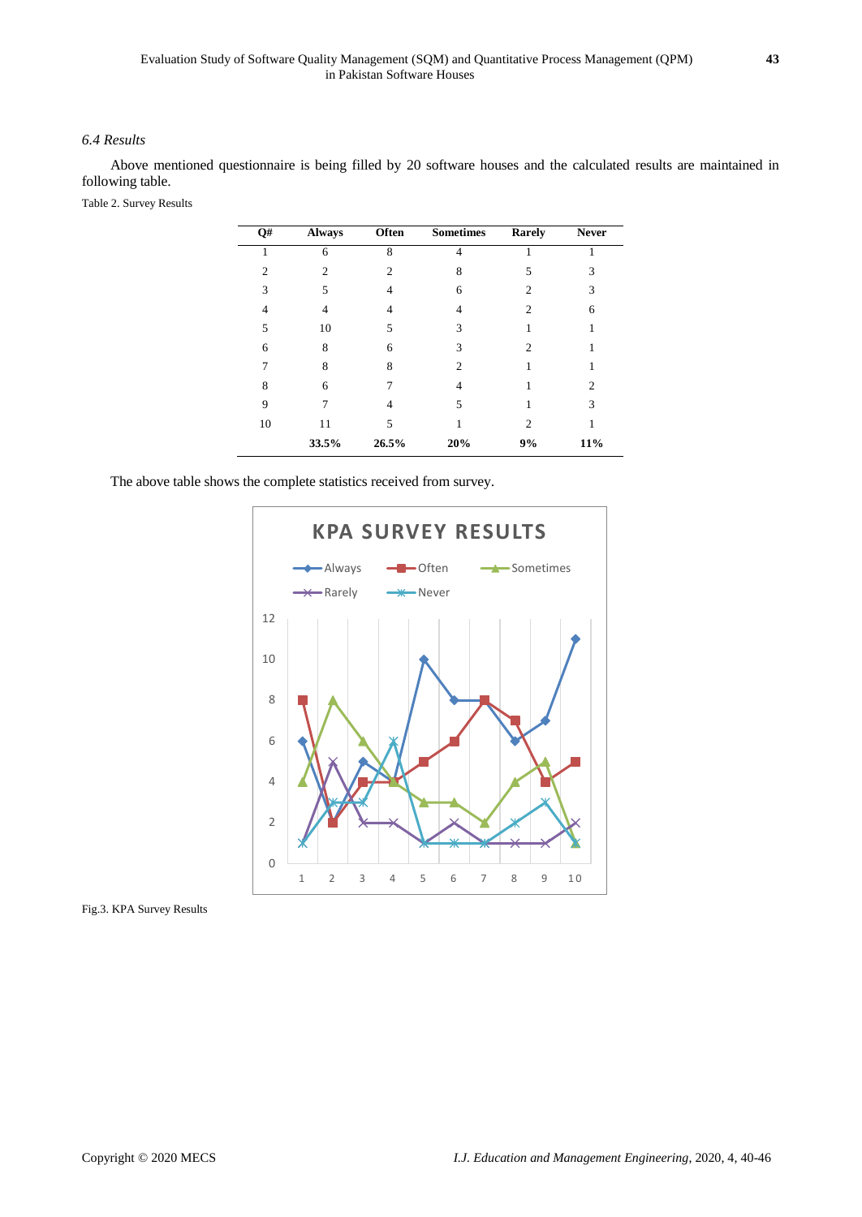### *6.4 Results*

Above mentioned questionnaire is being filled by 20 software houses and the calculated results are maintained in following table.

Table 2. Survey Results

| Q# | Always | Often | Sometimes | Rarely | Never |
|---|---|---|---|---|---|
| 1 | 6 | 8 | 4 | 1 | 1 |
| 2 | 2 | 2 | 8 | 5 | 3 |
| 3 | 5 | 4 | 6 | 2 | 3 |
| 4 | 4 | 4 | 4 | 2 | 6 |
| 5 | 10 | 5 | 3 | 1 | 1 |
| 6 | 8 | 6 | 3 | 2 | 1 |
| 7 | 8 | 8 | 2 | 1 | 1 |
| 8 | 6 | 7 | 4 | 1 | 2 |
| 9 | 7 | 4 | 5 | 1 | 3 |
| 10 | 11 | 5 | 1 | 2 | 1 |
| | **33.5%** | **26.5%** | **20%** | **9%** | **11%** |

The above table shows the complete statistics received from survey.

Fig.3. KPA Survey Results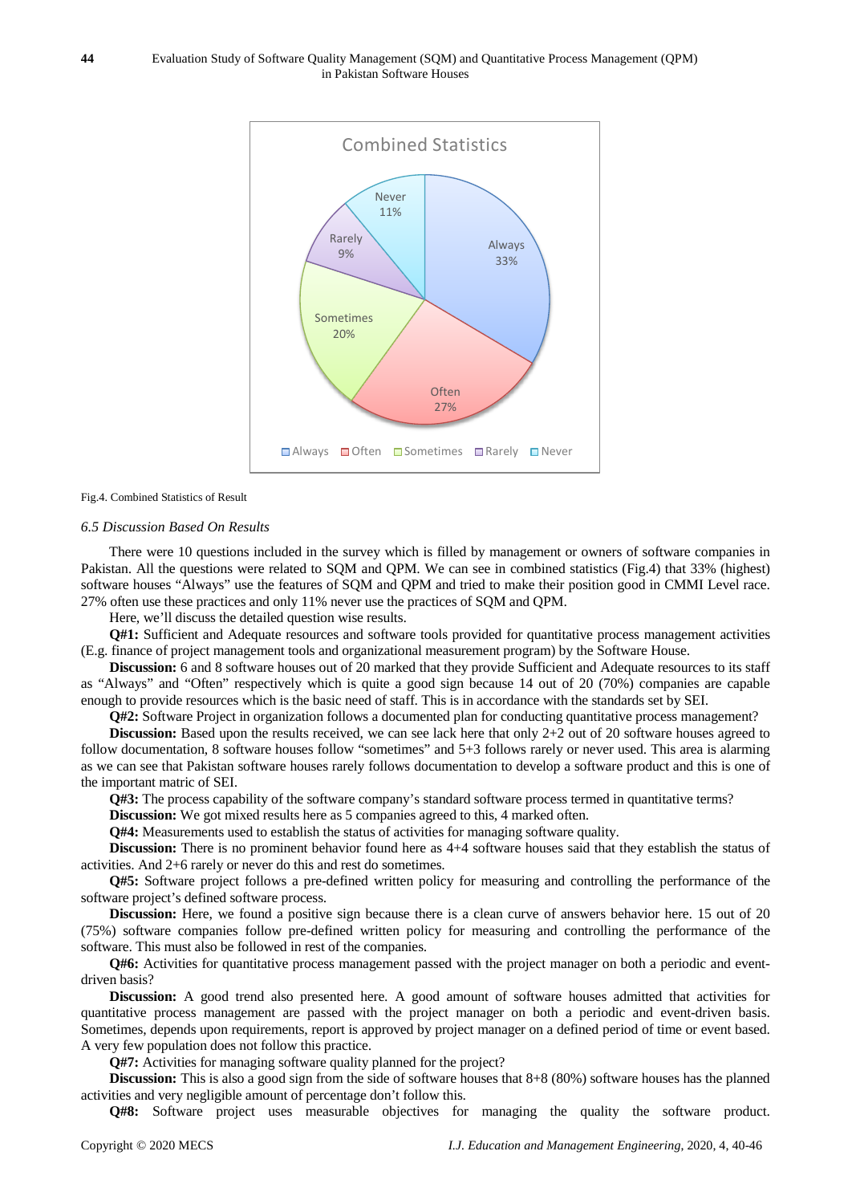Fig.4. Combined Statistics of Result

*6.5 Discussion Based On Results*

There were 10 questions included in the survey which is filled by management or owners of software companies in Pakistan. All the questions were related to SQM and QPM. We can see in combined statistics (Fig.4) that 33% (highest) software houses "Always" use the features of SQM and QPM and tried to make their position good in CMMI Level race. 27% often use these practices and only 11% never use the practices of SQM and QPM.

Here, we'll discuss the detailed question wise results.

**Q#1:** Sufficient and Adequate resources and software tools provided for quantitative process management activities (E.g. finance of project management tools and organizational measurement program) by the Software House.

**Discussion:** 6 and 8 software houses out of 20 marked that they provide Sufficient and Adequate resources to its staff as "Always" and "Often" respectively which is quite a good sign because 14 out of 20 (70%) companies are capable enough to provide resources which is the basic need of staff. This is in accordance with the standards set by SEI.

**Q#2:** Software Project in organization follows a documented plan for conducting quantitative process management?

**Discussion:** Based upon the results received, we can see lack here that only 2+2 out of 20 software houses agreed to follow documentation, 8 software houses follow "sometimes" and 5+3 follows rarely or never used. This area is alarming as we can see that Pakistan software houses rarely follows documentation to develop a software product and this is one of the important matric of SEI.

**Q#3:** The process capability of the software company's standard software process termed in quantitative terms?

**Discussion:** We got mixed results here as 5 companies agreed to this, 4 marked often.

**Q#4:** Measurements used to establish the status of activities for managing software quality.

**Discussion:** There is no prominent behavior found here as 4+4 software houses said that they establish the status of activities. And 2+6 rarely or never do this and rest do sometimes.

**Q#5:** Software project follows a pre-defined written policy for measuring and controlling the performance of the software project's defined software process.

**Discussion:** Here, we found a positive sign because there is a clean curve of answers behavior here. 15 out of 20 (75%) software companies follow pre-defined written policy for measuring and controlling the performance of the software. This must also be followed in rest of the companies.

**Q#6:** Activities for quantitative process management passed with the project manager on both a periodic and event-driven basis?

**Discussion:** A good trend also presented here. A good amount of software houses admitted that activities for quantitative process management are passed with the project manager on both a periodic and event-driven basis. Sometimes, depends upon requirements, report is approved by project manager on a defined period of time or event based. A very few population does not follow this practice.

**Q#7:** Activities for managing software quality planned for the project?

**Discussion:** This is also a good sign from the side of software houses that 8+8 (80%) software houses has the planned activities and very negligible amount of percentage don't follow this.

**Q#8:** Software project uses measurable objectives for managing the quality the software product.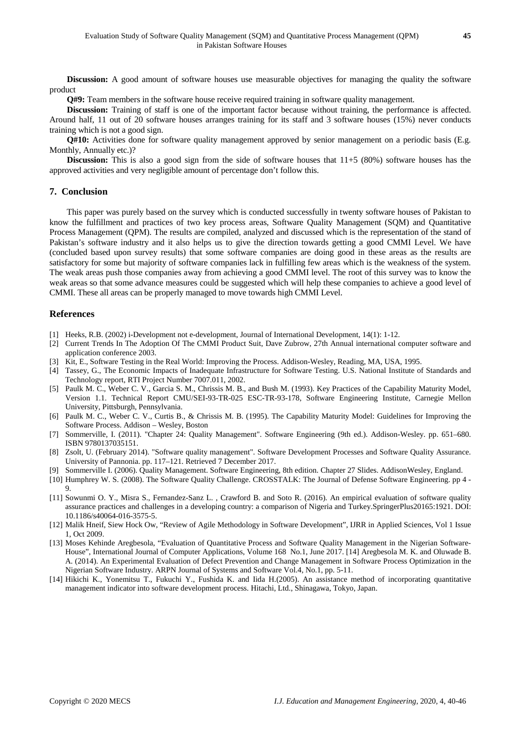**Discussion:** A good amount of software houses use measurable objectives for managing the quality the software product

**Q#9:** Team members in the software house receive required training in software quality management.

**Discussion:** Training of staff is one of the important factor because without training, the performance is affected. Around half, 11 out of 20 software houses arranges training for its staff and 3 software houses (15%) never conducts training which is not a good sign.

**Q#10:** Activities done for software quality management approved by senior management on a periodic basis (E.g. Monthly, Annually etc.)?

**Discussion:** This is also a good sign from the side of software houses that 11+5 (80%) software houses has the approved activities and very negligible amount of percentage don't follow this.

## 7. Conclusion

This paper was purely based on the survey which is conducted successfully in twenty software houses of Pakistan to know the fulfillment and practices of two key process areas, Software Quality Management (SQM) and Quantitative Process Management (QPM). The results are compiled, analyzed and discussed which is the representation of the stand of Pakistan's software industry and it also helps us to give the direction towards getting a good CMMI Level. We have (concluded based upon survey results) that some software companies are doing good in these areas as the results are satisfactory for some but majority of software companies lack in fulfilling few areas which is the weakness of the system. The weak areas push those companies away from achieving a good CMMI level. The root of this survey was to know the weak areas so that some advance measures could be suggested which will help these companies to achieve a good level of CMMI. These all areas can be properly managed to move towards high CMMI Level.

## References

[1] Heeks, R.B. (2002) i-Development not e-development, Journal of International Development, 14(1): 1-12.

[2] Current Trends In The Adoption Of The CMMI Product Suit, Dave Zubrow, 27th Annual international computer software and application conference 2003.

[3] Kit, E., Software Testing in the Real World: Improving the Process. Addison-Wesley, Reading, MA, USA, 1995.

[4] Tassey, G., The Economic Impacts of Inadequate Infrastructure for Software Testing. U.S. National Institute of Standards and Technology report, RTI Project Number 7007.011, 2002.

[5] Paulk M. C., Weber C. V., Garcia S. M., Chrissis M. B., and Bush M. (1993). Key Practices of the Capability Maturity Model, Version 1.1. Technical Report CMU/SEI-93-TR-025 ESC-TR-93-178, Software Engineering Institute, Carnegie Mellon University, Pittsburgh, Pennsylvania.

[6] Paulk M. C., Weber C. V., Curtis B., & Chrissis M. B. (1995). The Capability Maturity Model: Guidelines for Improving the Software Process. Addison – Wesley, Boston

[7] Sommerville, I. (2011). "Chapter 24: Quality Management". Software Engineering (9th ed.). Addison-Wesley. pp. 651–680. ISBN 9780137035151.

[8] Zsolt, U. (February 2014). "Software quality management". Software Development Processes and Software Quality Assurance. University of Pannonia. pp. 117–121. Retrieved 7 December 2017.

[9] Sommerville I. (2006). Quality Management. Software Engineering, 8th edition. Chapter 27 Slides. AddisonWesley, England.

[10] Humphrey W. S. (2008). The Software Quality Challenge. CROSSTALK: The Journal of Defense Software Engineering. pp 4 - 9.

[11] Sowunmi O. Y., Misra S., Fernandez-Sanz L. , Crawford B. and Soto R. (2016). An empirical evaluation of software quality assurance practices and challenges in a developing country: a comparison of Nigeria and Turkey.SpringerPlus20165:1921. DOI: 10.1186/s40064-016-3575-5.

[12] Malik Hneif, Siew Hock Ow, "Review of Agile Methodology in Software Development", IJRR in Applied Sciences, Vol 1 Issue 1, Oct 2009.

[13] Moses Kehinde Aregbesola, "Evaluation of Quantitative Process and Software Quality Management in the Nigerian Software-House", International Journal of Computer Applications, Volume 168 No.1, June 2017. [14] Aregbesola M. K. and Oluwade B. A. (2014). An Experimental Evaluation of Defect Prevention and Change Management in Software Process Optimization in the Nigerian Software Industry. ARPN Journal of Systems and Software Vol.4, No.1, pp. 5-11.

[14] Hikichi K., Yonemitsu T., Fukuchi Y., Fushida K. and Iida H.(2005). An assistance method of incorporating quantitative management indicator into software development process. Hitachi, Ltd., Shinagawa, Tokyo, Japan.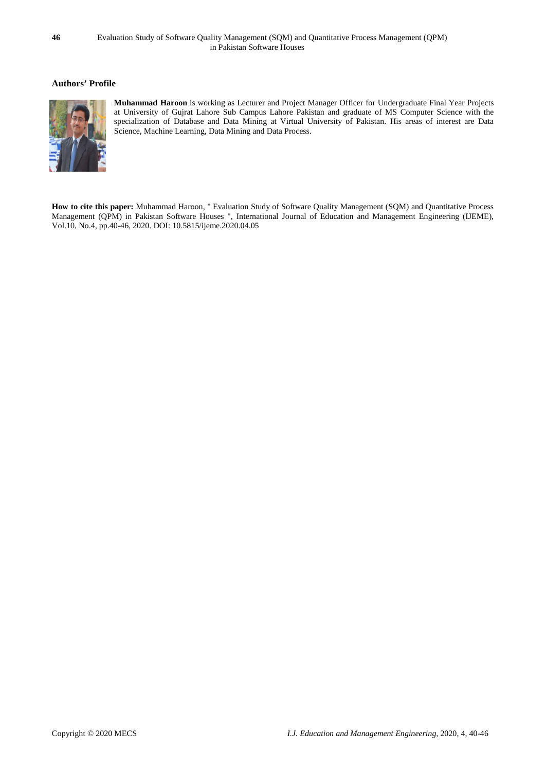**Authors' Profile**

**Muhammad Haroon** is working as Lecturer and Project Manager Officer for Undergraduate Final Year Projects at University of Gujrat Lahore Sub Campus Lahore Pakistan and graduate of MS Computer Science with the specialization of Database and Data Mining at Virtual University of Pakistan. His areas of interest are Data Science, Machine Learning, Data Mining and Data Process.

**How to cite this paper:** Muhammad Haroon, " Evaluation Study of Software Quality Management (SQM) and Quantitative Process Management (QPM) in Pakistan Software Houses ", International Journal of Education and Management Engineering (IJEME), Vol.10, No.4, pp.40-46, 2020. DOI: 10.5815/ijeme.2020.04.05